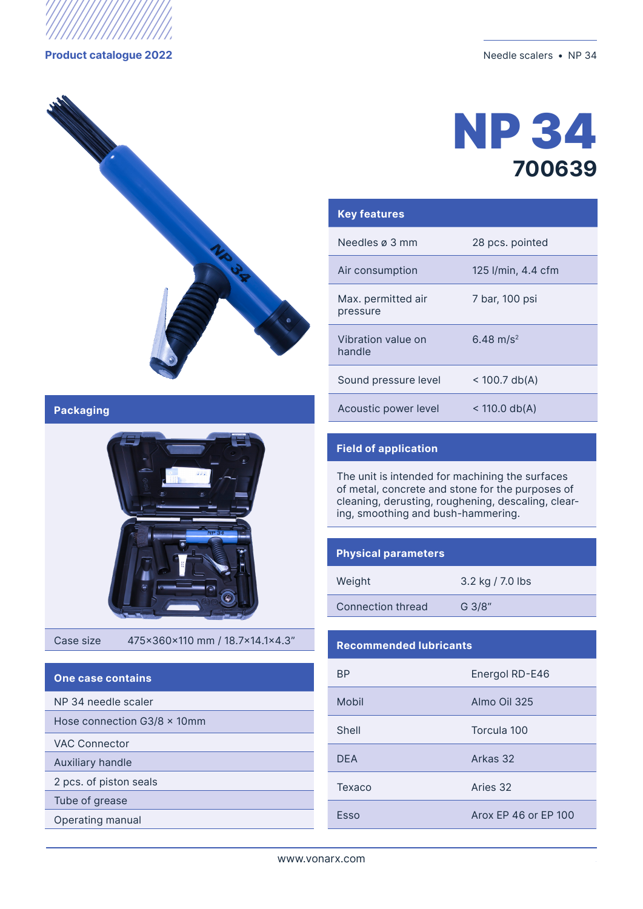# NP 34

## 700639

## Key features

| | |
|---|---|
| Needles ø 3 mm | 28 pcs. pointed |
| Air consumption | 125 l/min, 4.4 cfm |
| Max. permitted air pressure | 7 bar, 100 psi |
| Vibration value on handle | 6.48 $m/s^2$ |
| Sound pressure level | < 100.7 db(A) |
| Acoustic power level | < 110.0 db(A) |

## Field of application

The unit is intended for machining the surfaces of metal, concrete and stone for the purposes of cleaning, derusting, roughening, descaling, clearing, smoothing and bush-hammering.

## Physical parameters

| | |
|---|---|
| Weight | 3.2 kg / 7.0 lbs |
| Connection thread | G 3/8″ |

## Recommended lubricants

| | |
|---|---|
| BP | Energol RD-E46 |
| Mobil | Almo Oil 325 |
| Shell | Torcula 100 |
| DEA | Arkas 32 |
| Texaco | Aries 32 |
| Esso | Arox EP 46 or EP 100 |

## Packaging

| | |
|---|---|
| Case size | 475×360×110 mm / 18.7×14.1×4.3″ |

## One case contains

- NP 34 needle scaler
- Hose connection G3/8 × 10mm
- VAC Connector
- Auxiliary handle
- 2 pcs. of piston seals
- Tube of grease
- Operating manual

www.vonarx.com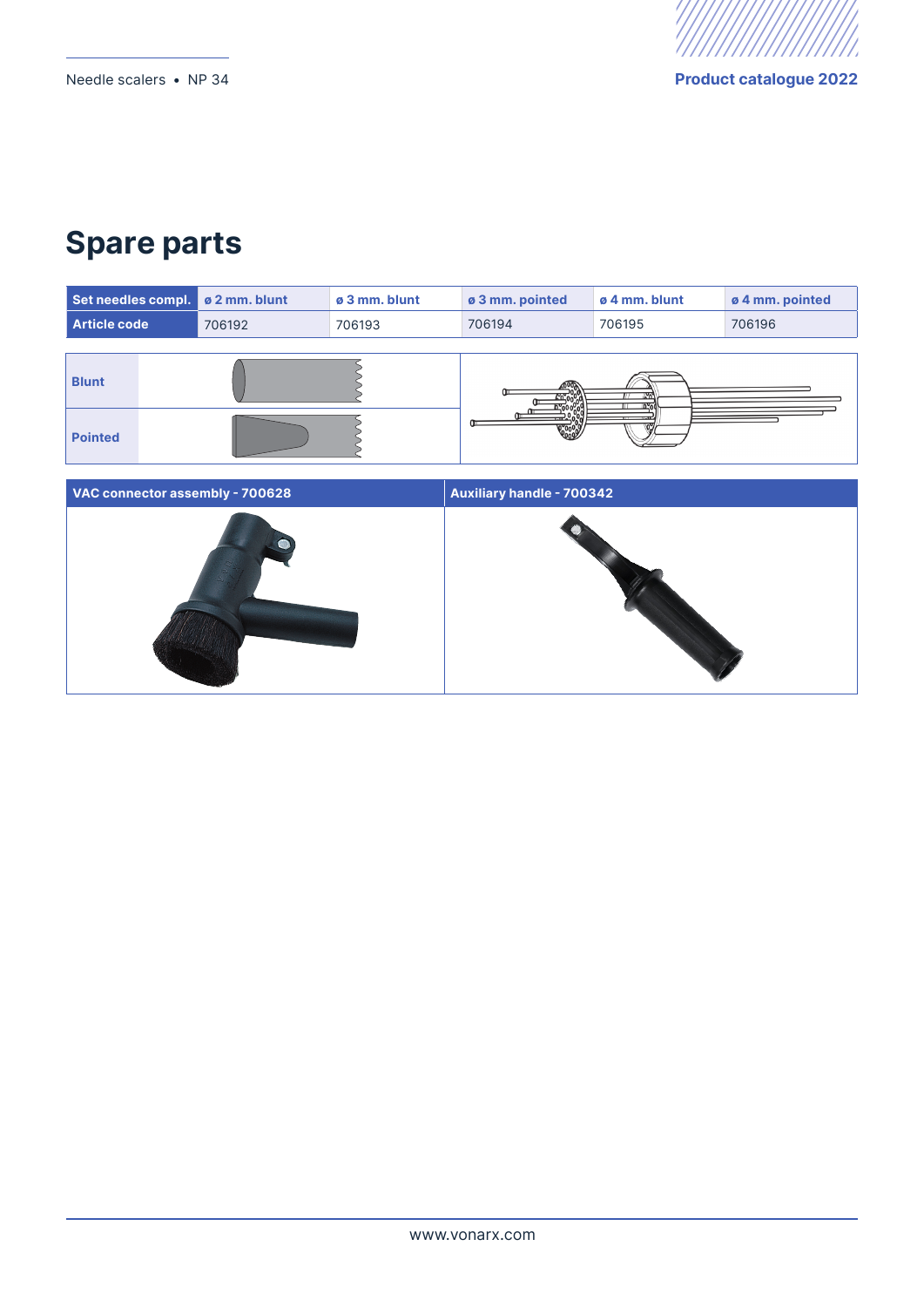# Spare parts

| Set needles compl. | ø 2 mm. blunt | ø 3 mm. blunt | ø 3 mm. pointed | ø 4 mm. blunt | ø 4 mm. pointed |
|---|---|---|---|---|---|
| Article code | 706192 | 706193 | 706194 | 706195 | 706196 |

Blunt

Pointed

VAC connector assembly - 700628

Auxiliary handle - 700342